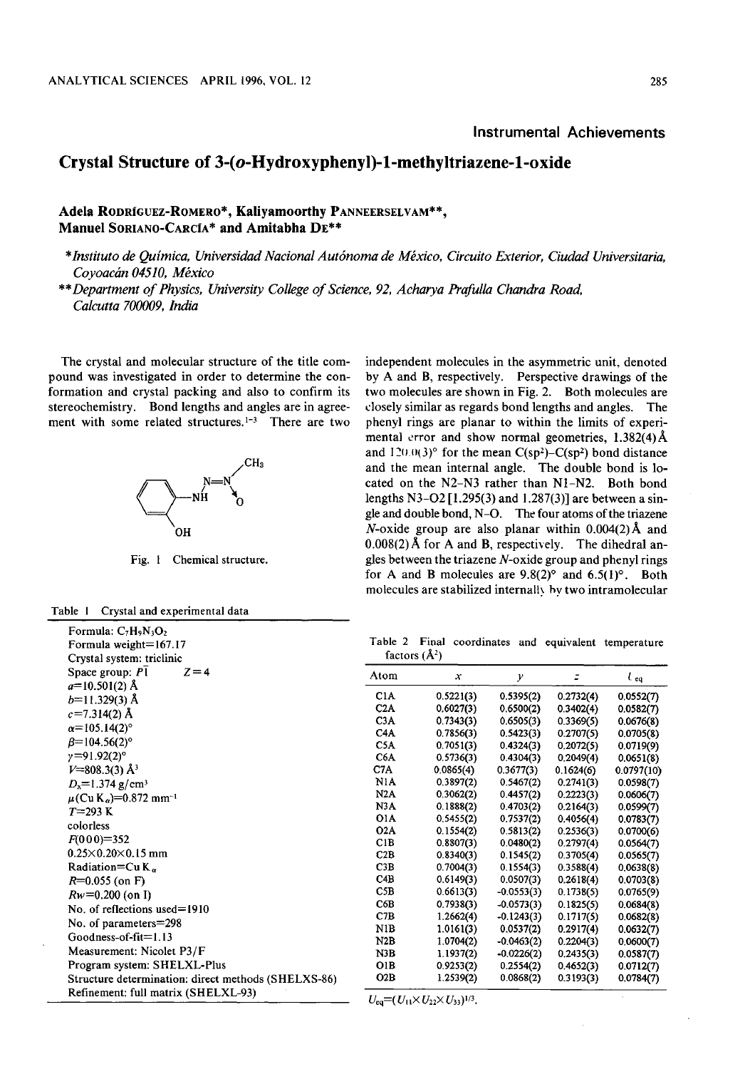**Instrumental Achievements**

# Crystal Structure of 3-(*o*-Hydroxyphenyl)-1-methyltriazene-1-oxide

**Adela RODRÍGUEZ-ROMERO\*, Kaliyamoorthy PANNEERSELVAM\*\*, Manuel SORIANO-GARCÍA\* and Amitabha DE\*\***

\**Instituto de Química, Universidad Nacional Autónoma de México, Circuito Exterior, Ciudad Universitaria, Coyoacán 04510, México*

\*\**Department of Physics, University College of Science, 92, Acharya Prafulla Chandra Road, Calcutta 700009, India*

The crystal and molecular structure of the title compound was investigated in order to determine the conformation and crystal packing and also to confirm its stereochemistry. Bond lengths and angles are in agreement with some related structures.[1-3] There are two independent molecules in the asymmetric unit, denoted by A and B, respectively. Perspective drawings of the two molecules are shown in Fig. 2. Both molecules are closely similar as regards bond lengths and angles. The phenyl rings are planar to within the limits of experimental error and show normal geometries, 1.382(4) Å and 120.0(3)° for the mean C($sp^2$)–C($sp^2$) bond distance and the mean internal angle. The double bond is located on the N2–N3 rather than N1–N2. Both bond lengths N3–O2 [1.295(3) and 1.287(3)] are between a single and double bond, N–O. The four atoms of the triazene *N*-oxide group are also planar within 0.004(2) Å and 0.008(2) Å for A and B, respectively. The dihedral angles between the triazene *N*-oxide group and phenyl rings for A and B molecules are 9.8(2)° and 6.5(1)°. Both molecules are stabilized internally by two intramolecular

Fig. 1 Chemical structure.

Table 1 Crystal and experimental data

| |
|---|
| Formula: $C_7H_9N_3O_2$ |
| Formula weight=167.17 |
| Crystal system: triclinic |
| Space group: $P\bar{1}$ $Z=4$ |
| $a$=10.501(2) Å |
| $b$=11.329(3) Å |
| $c$=7.314(2) Å |
| $\alpha$=105.14(2)° |
| $\beta$=104.56(2)° |
| $\gamma$=91.92(2)° |
| $V$=808.3(3) Å$^3$ |
| $D_x$=1.374 g/cm$^3$ |
| $\mu$(Cu $K_\alpha$)=0.872 mm$^{-1}$ |
| $T$=293 K |
| colorless |
| $F$(000)=352 |
| 0.25×0.20×0.15 mm |
| Radiation=Cu $K_\alpha$ |
| $R$=0.055 (on F) |
| $Rw$=0.200 (on I) |
| No. of reflections used=1910 |
| No. of parameters=298 |
| Goodness-of-fit=1.13 |
| Measurement: Nicolet P3/F |
| Program system: SHELXL-Plus |
| Structure determination: direct methods (SHELXS-86) |
| Refinement: full matrix (SHELXL-93) |

Table 2 Final coordinates and equivalent temperature factors (Å$^2$)

| Atom | $x$ | $y$ | $z$ | $U_{eq}$ |
|---|---|---|---|---|
| C1A | 0.5221(3) | 0.5395(2) | 0.2732(4) | 0.0552(7) |
| C2A | 0.6027(3) | 0.6500(2) | 0.3402(4) | 0.0582(7) |
| C3A | 0.7343(3) | 0.6505(3) | 0.3369(5) | 0.0676(8) |
| C4A | 0.7856(3) | 0.5423(3) | 0.2707(5) | 0.0705(8) |
| C5A | 0.7051(3) | 0.4324(3) | 0.2072(5) | 0.0719(9) |
| C6A | 0.5736(3) | 0.4304(3) | 0.2049(4) | 0.0651(8) |
| C7A | 0.0865(4) | 0.3677(3) | 0.1624(6) | 0.0797(10) |
| N1A | 0.3897(2) | 0.5467(2) | 0.2741(3) | 0.0598(7) |
| N2A | 0.3062(2) | 0.4457(2) | 0.2223(3) | 0.0606(7) |
| N3A | 0.1888(2) | 0.4703(2) | 0.2164(3) | 0.0599(7) |
| O1A | 0.5455(2) | 0.7537(2) | 0.4056(4) | 0.0783(7) |
| O2A | 0.1554(2) | 0.5813(2) | 0.2536(3) | 0.0700(6) |
| C1B | 0.8807(3) | 0.0480(2) | 0.2797(4) | 0.0564(7) |
| C2B | 0.8340(3) | 0.1545(2) | 0.3705(4) | 0.0565(7) |
| C3B | 0.7004(3) | 0.1554(3) | 0.3588(4) | 0.0638(8) |
| C4B | 0.6149(3) | 0.0507(3) | 0.2618(4) | 0.0703(8) |
| C5B | 0.6613(3) | -0.0553(3) | 0.1738(5) | 0.0765(9) |
| C6B | 0.7938(3) | -0.0573(3) | 0.1825(5) | 0.0684(8) |
| C7B | 1.2662(4) | -0.1243(3) | 0.1717(5) | 0.0682(8) |
| N1B | 1.0161(3) | 0.0537(2) | 0.2917(4) | 0.0632(7) |
| N2B | 1.0704(2) | -0.0463(2) | 0.2204(3) | 0.0600(7) |
| N3B | 1.1937(2) | -0.0226(2) | 0.2435(3) | 0.0587(7) |
| O1B | 0.9253(2) | 0.2554(2) | 0.4652(3) | 0.0712(7) |
| O2B | 1.2539(2) | 0.0868(2) | 0.3193(3) | 0.0784(7) |

$U_{eq}=(U_{11}\times U_{22}\times U_{33})^{1/3}$.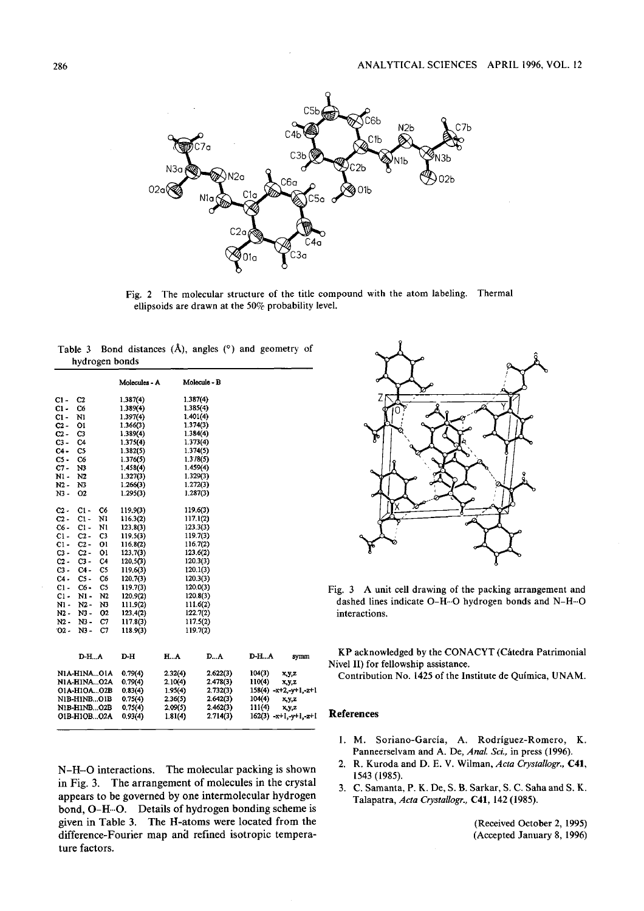Fig. 2 The molecular structure of the title compound with the atom labeling. Thermal ellipsoids are drawn at the 50% probability level.

Table 3 Bond distances (Å), angles (°) and geometry of hydrogen bonds

| | Molecules - A | Molecule - B |
|---|---|---|
| C1 - C2 | 1.387(4) | 1.387(4) |
| C1 - C6 | 1.389(4) | 1.385(4) |
| C1 - N1 | 1.397(4) | 1.401(4) |
| C2 - O1 | 1.366(3) | 1.374(3) |
| C2 - C3 | 1.389(4) | 1.384(4) |
| C3 - C4 | 1.375(4) | 1.373(4) |
| C4 - C5 | 1.382(5) | 1.374(5) |
| C5 - C6 | 1.376(5) | 1.378(5) |
| C7 - N3 | 1.458(4) | 1.459(4) |
| N1 - N2 | 1.327(3) | 1.329(3) |
| N2 - N3 | 1.266(3) | 1.272(3) |
| N3 - O2 | 1.295(3) | 1.287(3) |
| C2 - C1 - C6 | 119.9(3) | 119.6(3) |
| C2 - C1 - N1 | 116.3(2) | 117.1(2) |
| C6 - C1 - N1 | 123.8(3) | 123.3(3) |
| C1 - C2 - C3 | 119.5(3) | 119.7(3) |
| C1 - C2 - O1 | 116.8(2) | 116.7(2) |
| C3 - C2 - O1 | 123.7(3) | 123.6(2) |
| C2 - C3 - C4 | 120.5(3) | 120.3(3) |
| C3 - C4 - C5 | 119.6(3) | 120.1(3) |
| C4 - C5 - C6 | 120.7(3) | 120.3(3) |
| C1 - C6 - C5 | 119.7(3) | 120.0(3) |
| C1 - N1 - N2 | 120.9(2) | 120.8(3) |
| N1 - N2 - N3 | 111.9(2) | 111.6(2) |
| N2 - N3 - O2 | 123.4(2) | 122.7(2) |
| N2 - N3 - C7 | 117.8(3) | 117.5(2) |
| O2 - N3 - C7 | 118.9(3) | 119.7(2) |

| D-H...A | D-H | H...A | D...A | D-H...A | symm |
|---|---|---|---|---|---|
| N1A-H1NA...O1A | 0.79(4) | 2.32(4) | 2.622(3) | 104(3) | x,y,z |
| N1A-H1NA...O2A | 0.79(4) | 2.10(4) | 2.478(3) | 110(4) | x,y,z |
| O1A-H1OA...O2B | 0.83(4) | 1.95(4) | 2.732(3) | 158(4) | -x+2,-y+1,-z+1 |
| N1B-H1NB...O1B | 0.75(4) | 2.36(5) | 2.642(3) | 104(4) | x,y,z |
| N1B-H1NB...O2B | 0.75(4) | 2.09(5) | 2.462(3) | 111(4) | x,y,z |
| O1B-H1OB...O2A | 0.93(4) | 1.81(4) | 2.714(3) | 162(3) | -x+1,-y+1,-z+1 |

N-H···O interactions. The molecular packing is shown in Fig. 3. The arrangement of molecules in the crystal appears to be governed by one intermolecular hydrogen bond, O-H···O. Details of hydrogen bonding scheme is given in Table 3. The H-atoms were located from the difference-Fourier map and refined isotropic temperature factors.

Fig. 3 A unit cell drawing of the packing arrangement and dashed lines indicate O-H···O hydrogen bonds and N-H···O interactions.

KP acknowledged by the CONACYT (Câtedra Patrimonial Nivel II) for fellowship assistance.

Contribution No. 1425 of the Institute de Química, UNAM.

## References

1. M. Soriano-García, A. Rodríguez-Romero, K. Panneerselvam and A. De, *Anal. Sci.*, in press (1996).
2. R. Kuroda and D. E. V. Wilman, *Acta Crystallogr.*, **C41**, 1543 (1985).
3. C. Samanta, P. K. De, S. B. Sarkar, S. C. Saha and S. K. Talapatra, *Acta Crystallogr.*, **C41**, 142 (1985).

(Received October 2, 1995)
(Accepted January 8, 1996)